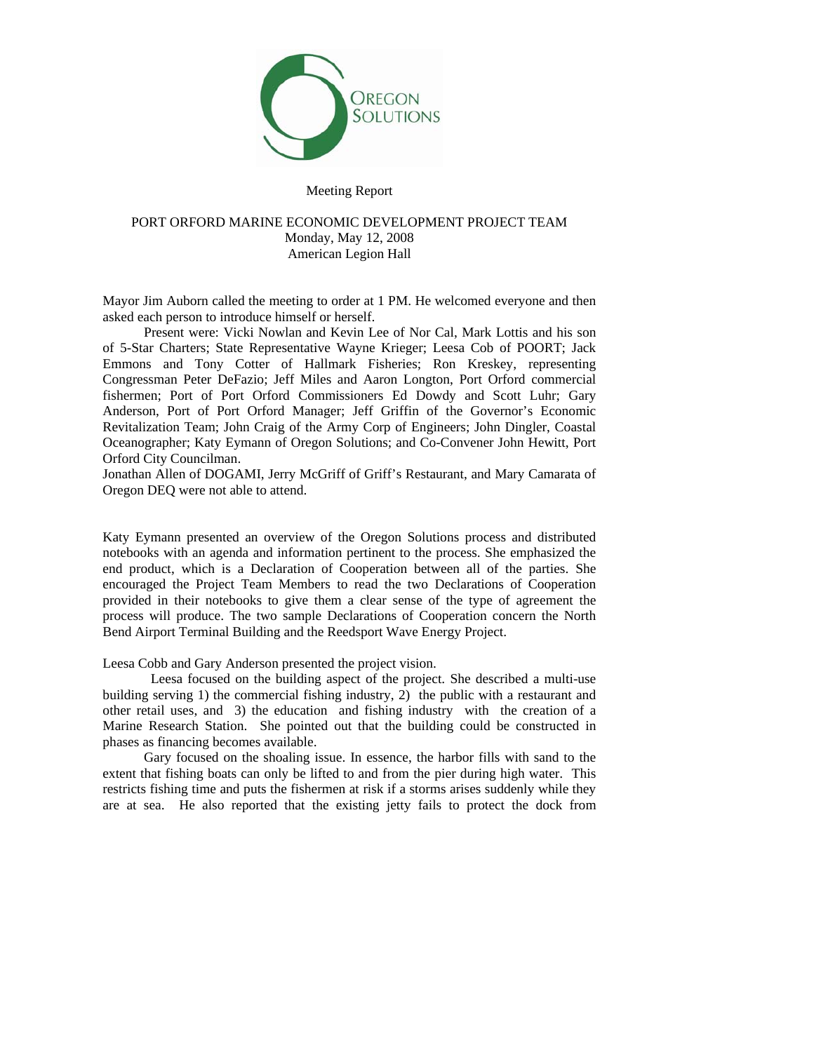Meeting Report

PORT ORFORD MARINE ECONOMIC DEVELOPMENT PROJECT TEAM
Monday, May 12, 2008
American Legion Hall

Mayor Jim Auborn called the meeting to order at 1 PM. He welcomed everyone and then asked each person to introduce himself or herself.

Present were: Vicki Nowlan and Kevin Lee of Nor Cal, Mark Lottis and his son of 5-Star Charters; State Representative Wayne Krieger; Leesa Cob of POORT; Jack Emmons and Tony Cotter of Hallmark Fisheries; Ron Kreskey, representing Congressman Peter DeFazio; Jeff Miles and Aaron Longton, Port Orford commercial fishermen; Port of Port Orford Commissioners Ed Dowdy and Scott Luhr; Gary Anderson, Port of Port Orford Manager; Jeff Griffin of the Governor's Economic Revitalization Team; John Craig of the Army Corp of Engineers; John Dingler, Coastal Oceanographer; Katy Eymann of Oregon Solutions; and Co-Convener John Hewitt, Port Orford City Councilman.

Jonathan Allen of DOGAMI, Jerry McGriff of Griff's Restaurant, and Mary Camarata of Oregon DEQ were not able to attend.

Katy Eymann presented an overview of the Oregon Solutions process and distributed notebooks with an agenda and information pertinent to the process. She emphasized the end product, which is a Declaration of Cooperation between all of the parties. She encouraged the Project Team Members to read the two Declarations of Cooperation provided in their notebooks to give them a clear sense of the type of agreement the process will produce. The two sample Declarations of Cooperation concern the North Bend Airport Terminal Building and the Reedsport Wave Energy Project.

Leesa Cobb and Gary Anderson presented the project vision.

Leesa focused on the building aspect of the project. She described a multi-use building serving 1) the commercial fishing industry, 2) the public with a restaurant and other retail uses, and 3) the education and fishing industry with the creation of a Marine Research Station. She pointed out that the building could be constructed in phases as financing becomes available.

Gary focused on the shoaling issue. In essence, the harbor fills with sand to the extent that fishing boats can only be lifted to and from the pier during high water. This restricts fishing time and puts the fishermen at risk if a storms arises suddenly while they are at sea. He also reported that the existing jetty fails to protect the dock from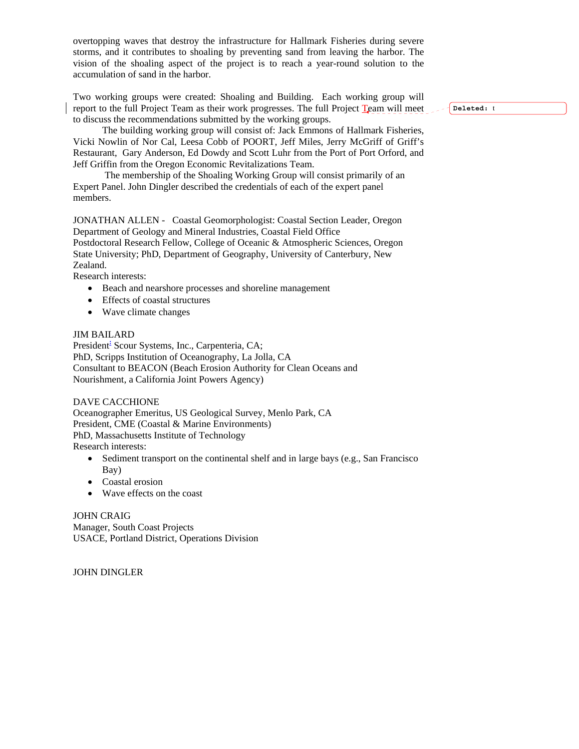overtopping waves that destroy the infrastructure for Hallmark Fisheries during severe storms, and it contributes to shoaling by preventing sand from leaving the harbor. The vision of the shoaling aspect of the project is to reach a year-round solution to the accumulation of sand in the harbor.

Two working groups were created: Shoaling and Building. Each working group will report to the full Project Team as their work progresses. The full Project Team will meet to discuss the recommendations submitted by the working groups.

The building working group will consist of: Jack Emmons of Hallmark Fisheries, Vicki Nowlin of Nor Cal, Leesa Cobb of POORT, Jeff Miles, Jerry McGriff of Griff's Restaurant, Gary Anderson, Ed Dowdy and Scott Luhr from the Port of Port Orford, and Jeff Griffin from the Oregon Economic Revitalizations Team.

The membership of the Shoaling Working Group will consist primarily of an Expert Panel. John Dingler described the credentials of each of the expert panel members.

JONATHAN ALLEN - Coastal Geomorphologist: Coastal Section Leader, Oregon Department of Geology and Mineral Industries, Coastal Field Office
Postdoctoral Research Fellow, College of Oceanic & Atmospheric Sciences, Oregon State University; PhD, Department of Geography, University of Canterbury, New Zealand.
Research interests:

- Beach and nearshore processes and shoreline management
- Effects of coastal structures
- Wave climate changes

JIM BAILARD
President: Scour Systems, Inc., Carpenteria, CA;
PhD, Scripps Institution of Oceanography, La Jolla, CA
Consultant to BEACON (Beach Erosion Authority for Clean Oceans and Nourishment, a California Joint Powers Agency)

DAVE CACCHIONE
Oceanographer Emeritus, US Geological Survey, Menlo Park, CA
President, CME (Coastal & Marine Environments)
PhD, Massachusetts Institute of Technology
Research interests:

- Sediment transport on the continental shelf and in large bays (e.g., San Francisco Bay)
- Coastal erosion
- Wave effects on the coast

JOHN CRAIG
Manager, South Coast Projects
USACE, Portland District, Operations Division

JOHN DINGLER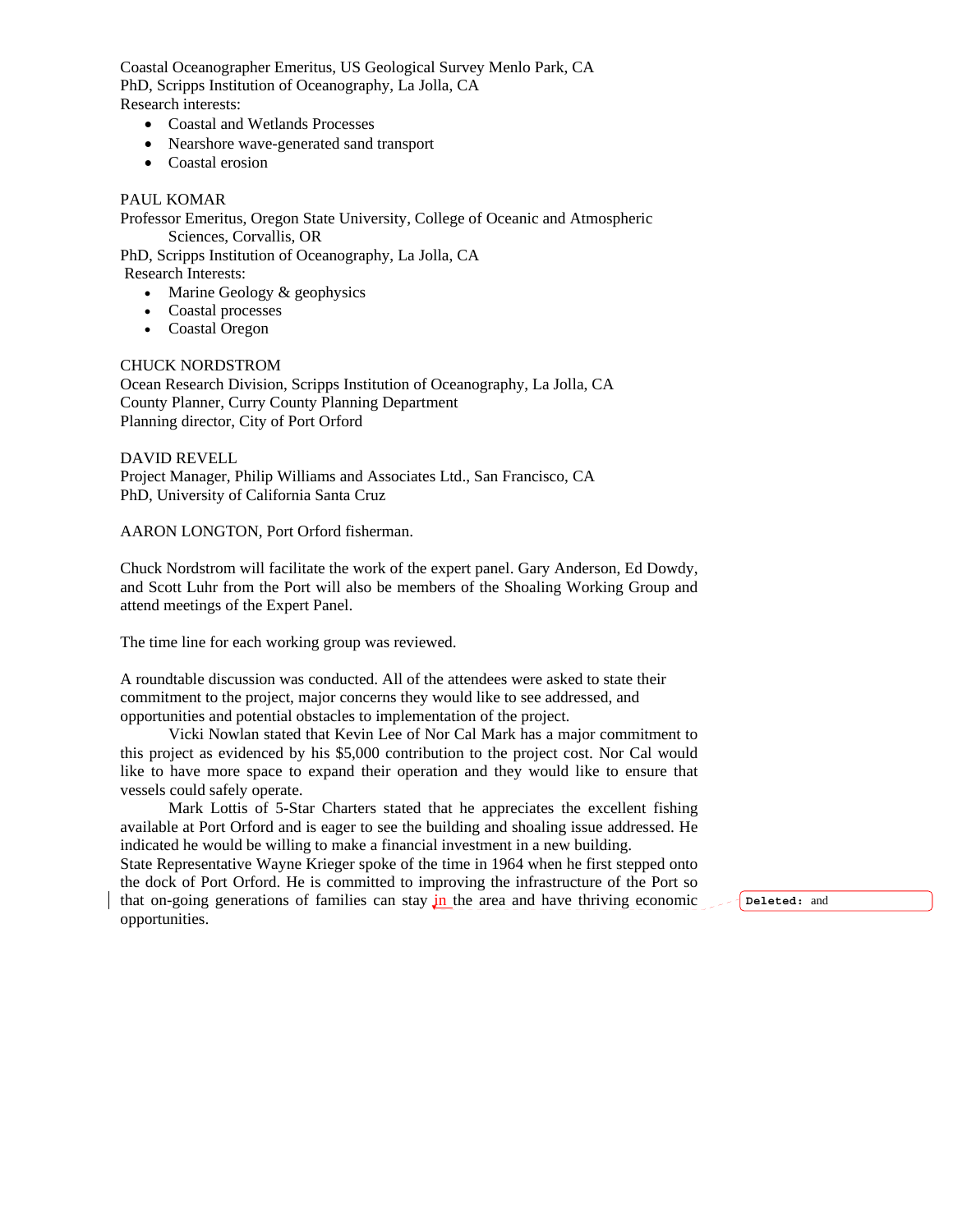Coastal Oceanographer Emeritus, US Geological Survey Menlo Park, CA
PhD, Scripps Institution of Oceanography, La Jolla, CA
Research interests:

- Coastal and Wetlands Processes
- Nearshore wave-generated sand transport
- Coastal erosion

PAUL KOMAR
Professor Emeritus, Oregon State University, College of Oceanic and Atmospheric Sciences, Corvallis, OR
PhD, Scripps Institution of Oceanography, La Jolla, CA
Research Interests:

- Marine Geology & geophysics
- Coastal processes
- Coastal Oregon

CHUCK NORDSTROM
Ocean Research Division, Scripps Institution of Oceanography, La Jolla, CA
County Planner, Curry County Planning Department
Planning director, City of Port Orford

DAVID REVELL
Project Manager, Philip Williams and Associates Ltd., San Francisco, CA
PhD, University of California Santa Cruz

AARON LONGTON, Port Orford fisherman.

Chuck Nordstrom will facilitate the work of the expert panel. Gary Anderson, Ed Dowdy, and Scott Luhr from the Port will also be members of the Shoaling Working Group and attend meetings of the Expert Panel.

The time line for each working group was reviewed.

A roundtable discussion was conducted. All of the attendees were asked to state their commitment to the project, major concerns they would like to see addressed, and opportunities and potential obstacles to implementation of the project.

Vicki Nowlan stated that Kevin Lee of Nor Cal Mark has a major commitment to this project as evidenced by his $5,000 contribution to the project cost. Nor Cal would like to have more space to expand their operation and they would like to ensure that vessels could safely operate.

Mark Lottis of 5-Star Charters stated that he appreciates the excellent fishing available at Port Orford and is eager to see the building and shoaling issue addressed. He indicated he would be willing to make a financial investment in a new building.

State Representative Wayne Krieger spoke of the time in 1964 when he first stepped onto the dock of Port Orford. He is committed to improving the infrastructure of the Port so that on-going generations of families can stay in the area and have thriving economic opportunities.

Deleted: and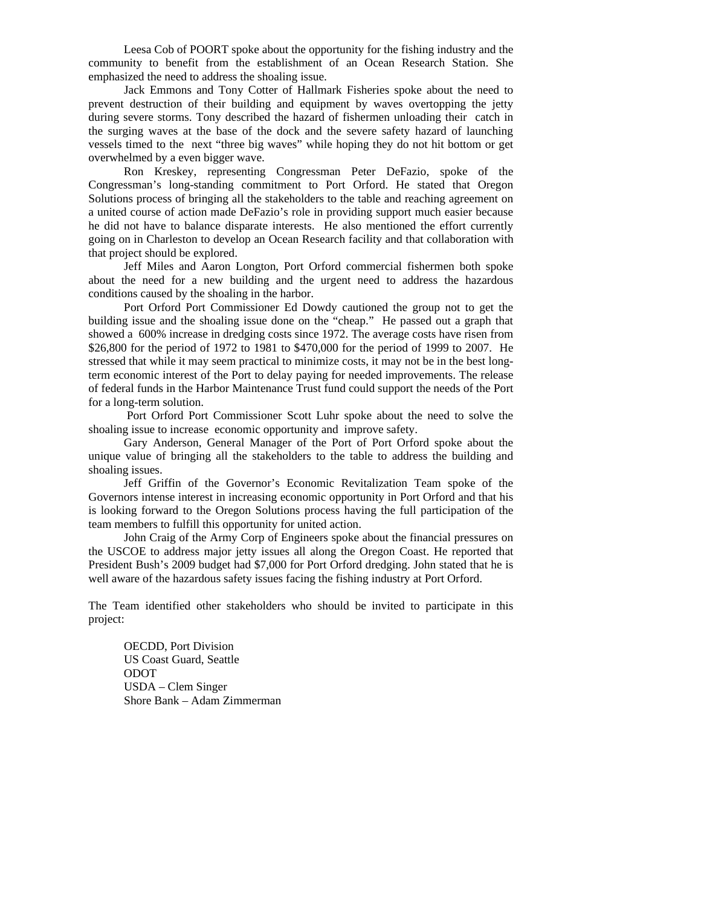Leesa Cob of POORT spoke about the opportunity for the fishing industry and the community to benefit from the establishment of an Ocean Research Station. She emphasized the need to address the shoaling issue.

Jack Emmons and Tony Cotter of Hallmark Fisheries spoke about the need to prevent destruction of their building and equipment by waves overtopping the jetty during severe storms. Tony described the hazard of fishermen unloading their catch in the surging waves at the base of the dock and the severe safety hazard of launching vessels timed to the next "three big waves" while hoping they do not hit bottom or get overwhelmed by a even bigger wave.

Ron Kreskey, representing Congressman Peter DeFazio, spoke of the Congressman's long-standing commitment to Port Orford. He stated that Oregon Solutions process of bringing all the stakeholders to the table and reaching agreement on a united course of action made DeFazio's role in providing support much easier because he did not have to balance disparate interests. He also mentioned the effort currently going on in Charleston to develop an Ocean Research facility and that collaboration with that project should be explored.

Jeff Miles and Aaron Longton, Port Orford commercial fishermen both spoke about the need for a new building and the urgent need to address the hazardous conditions caused by the shoaling in the harbor.

Port Orford Port Commissioner Ed Dowdy cautioned the group not to get the building issue and the shoaling issue done on the "cheap." He passed out a graph that showed a 600% increase in dredging costs since 1972. The average costs have risen from $26,800 for the period of 1972 to 1981 to $470,000 for the period of 1999 to 2007. He stressed that while it may seem practical to minimize costs, it may not be in the best long-term economic interest of the Port to delay paying for needed improvements. The release of federal funds in the Harbor Maintenance Trust fund could support the needs of the Port for a long-term solution.

Port Orford Port Commissioner Scott Luhr spoke about the need to solve the shoaling issue to increase economic opportunity and improve safety.

Gary Anderson, General Manager of the Port of Port Orford spoke about the unique value of bringing all the stakeholders to the table to address the building and shoaling issues.

Jeff Griffin of the Governor's Economic Revitalization Team spoke of the Governors intense interest in increasing economic opportunity in Port Orford and that his is looking forward to the Oregon Solutions process having the full participation of the team members to fulfill this opportunity for united action.

John Craig of the Army Corp of Engineers spoke about the financial pressures on the USCOE to address major jetty issues all along the Oregon Coast. He reported that President Bush's 2009 budget had $7,000 for Port Orford dredging. John stated that he is well aware of the hazardous safety issues facing the fishing industry at Port Orford.

The Team identified other stakeholders who should be invited to participate in this project:

OECDD, Port Division
US Coast Guard, Seattle
ODOT
USDA – Clem Singer
Shore Bank – Adam Zimmerman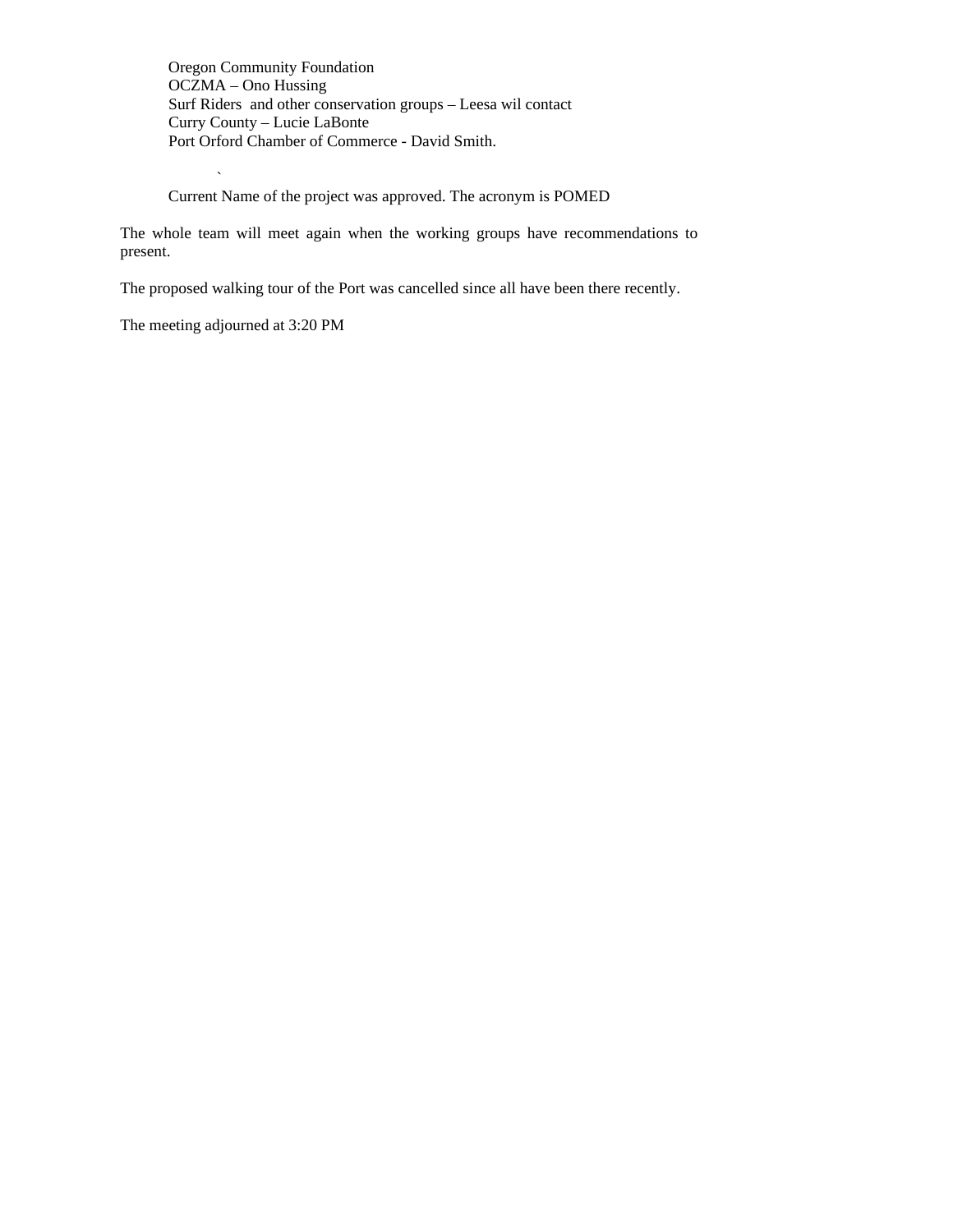Oregon Community Foundation
OCZMA – Ono Hussing
Surf Riders  and other conservation groups – Leesa wil contact
Curry County – Lucie LaBonte
Port Orford Chamber of Commerce - David Smith.

`

Current Name of the project was approved. The acronym is POMED

The whole team will meet again when the working groups have recommendations to present.

The proposed walking tour of the Port was cancelled since all have been there recently.

The meeting adjourned at 3:20 PM